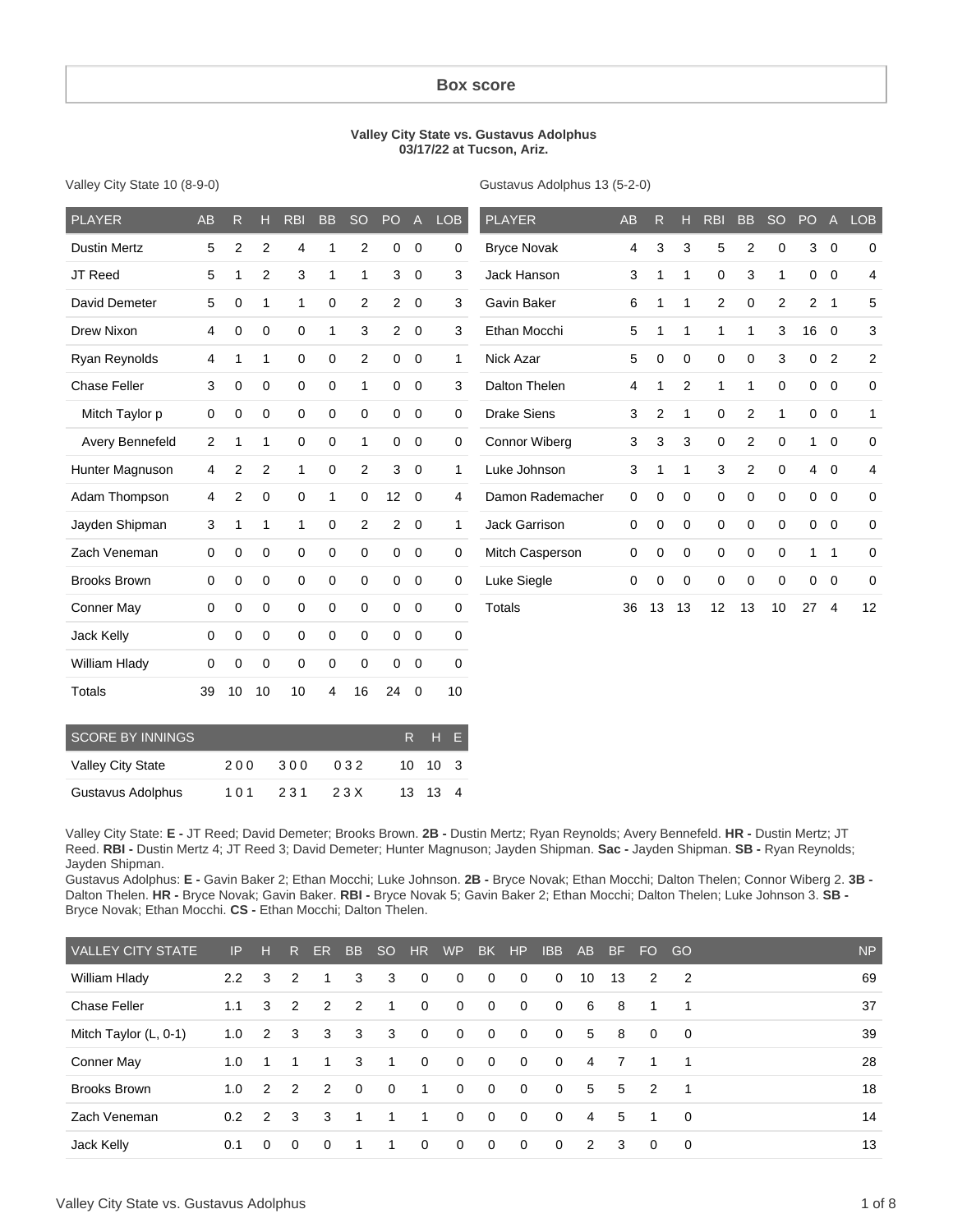# Box score

**Valley City State vs. Gustavus Adolphus**
**03/17/22 at Tucson, Ariz.**

Valley City State 10 (8-9-0)

| PLAYER | AB | R | H | RBI | BB | SO | PO | A | LOB |
|---|---|---|---|---|---|---|---|---|---|
| Dustin Mertz | 5 | 2 | 2 | 4 | 1 | 2 | 0 | 0 | 0 |
| JT Reed | 5 | 1 | 2 | 3 | 1 | 1 | 3 | 0 | 3 |
| David Demeter | 5 | 0 | 1 | 1 | 0 | 2 | 2 | 0 | 3 |
| Drew Nixon | 4 | 0 | 0 | 0 | 1 | 3 | 2 | 0 | 3 |
| Ryan Reynolds | 4 | 1 | 1 | 0 | 0 | 2 | 0 | 0 | 1 |
| Chase Feller | 3 | 0 | 0 | 0 | 0 | 1 | 0 | 0 | 3 |
| Mitch Taylor p | 0 | 0 | 0 | 0 | 0 | 0 | 0 | 0 | 0 |
| Avery Bennefeld | 2 | 1 | 1 | 0 | 0 | 1 | 0 | 0 | 0 |
| Hunter Magnuson | 4 | 2 | 2 | 1 | 0 | 2 | 3 | 0 | 1 |
| Adam Thompson | 4 | 2 | 0 | 0 | 1 | 0 | 12 | 0 | 4 |
| Jayden Shipman | 3 | 1 | 1 | 1 | 0 | 2 | 2 | 0 | 1 |
| Zach Veneman | 0 | 0 | 0 | 0 | 0 | 0 | 0 | 0 | 0 |
| Brooks Brown | 0 | 0 | 0 | 0 | 0 | 0 | 0 | 0 | 0 |
| Conner May | 0 | 0 | 0 | 0 | 0 | 0 | 0 | 0 | 0 |
| Jack Kelly | 0 | 0 | 0 | 0 | 0 | 0 | 0 | 0 | 0 |
| William Hlady | 0 | 0 | 0 | 0 | 0 | 0 | 0 | 0 | 0 |
| Totals | 39 | 10 | 10 | 10 | 4 | 16 | 24 | 0 | 10 |

Gustavus Adolphus 13 (5-2-0)

| PLAYER | AB | R | H | RBI | BB | SO | PO | A | LOB |
|---|---|---|---|---|---|---|---|---|---|
| Bryce Novak | 4 | 3 | 3 | 5 | 2 | 0 | 3 | 0 | 0 |
| Jack Hanson | 3 | 1 | 1 | 0 | 3 | 1 | 0 | 0 | 4 |
| Gavin Baker | 6 | 1 | 1 | 2 | 0 | 2 | 2 | 1 | 5 |
| Ethan Mocchi | 5 | 1 | 1 | 1 | 1 | 3 | 16 | 0 | 3 |
| Nick Azar | 5 | 0 | 0 | 0 | 0 | 3 | 0 | 2 | 2 |
| Dalton Thelen | 4 | 1 | 2 | 1 | 1 | 0 | 0 | 0 | 0 |
| Drake Siens | 3 | 2 | 1 | 0 | 2 | 1 | 0 | 0 | 1 |
| Connor Wiberg | 3 | 3 | 3 | 0 | 2 | 0 | 1 | 0 | 0 |
| Luke Johnson | 3 | 1 | 1 | 3 | 2 | 0 | 4 | 0 | 4 |
| Damon Rademacher | 0 | 0 | 0 | 0 | 0 | 0 | 0 | 0 | 0 |
| Jack Garrison | 0 | 0 | 0 | 0 | 0 | 0 | 0 | 0 | 0 |
| Mitch Casperson | 0 | 0 | 0 | 0 | 0 | 0 | 1 | 1 | 0 |
| Luke Siegle | 0 | 0 | 0 | 0 | 0 | 0 | 0 | 0 | 0 |
| Totals | 36 | 13 | 13 | 12 | 13 | 10 | 27 | 4 | 12 |

| SCORE BY INNINGS | | | | R | H | E |
|---|---|---|---|---|---|---|
| Valley City State | 2 0 0 | 3 0 0 | 0 3 2 | 10 | 10 | 3 |
| Gustavus Adolphus | 1 0 1 | 2 3 1 | 2 3 X | 13 | 13 | 4 |

Valley City State: **E -** JT Reed; David Demeter; Brooks Brown. **2B -** Dustin Mertz; Ryan Reynolds; Avery Bennefeld. **HR -** Dustin Mertz; JT Reed. **RBI -** Dustin Mertz 4; JT Reed 3; David Demeter; Hunter Magnuson; Jayden Shipman. **Sac -** Jayden Shipman. **SB -** Ryan Reynolds; Jayden Shipman.

Gustavus Adolphus: **E -** Gavin Baker 2; Ethan Mocchi; Luke Johnson. **2B -** Bryce Novak; Ethan Mocchi; Dalton Thelen; Connor Wiberg 2. **3B -** Dalton Thelen. **HR -** Bryce Novak; Gavin Baker. **RBI -** Bryce Novak 5; Gavin Baker 2; Ethan Mocchi; Dalton Thelen; Luke Johnson 3. **SB -** Bryce Novak; Ethan Mocchi. **CS -** Ethan Mocchi; Dalton Thelen.

| VALLEY CITY STATE | IP | H | R | ER | BB | SO | HR | WP | BK | HP | IBB | AB | BF | FO | GO | NP |
|---|---|---|---|---|---|---|---|---|---|---|---|---|---|---|---|---|
| William Hlady | 2.2 | 3 | 2 | 1 | 3 | 3 | 0 | 0 | 0 | 0 | 0 | 10 | 13 | 2 | 2 | 69 |
| Chase Feller | 1.1 | 3 | 2 | 2 | 2 | 1 | 0 | 0 | 0 | 0 | 0 | 6 | 8 | 1 | 1 | 37 |
| Mitch Taylor (L, 0-1) | 1.0 | 2 | 3 | 3 | 3 | 3 | 0 | 0 | 0 | 0 | 0 | 5 | 8 | 0 | 0 | 39 |
| Conner May | 1.0 | 1 | 1 | 1 | 3 | 1 | 0 | 0 | 0 | 0 | 0 | 4 | 7 | 1 | 1 | 28 |
| Brooks Brown | 1.0 | 2 | 2 | 2 | 0 | 0 | 1 | 0 | 0 | 0 | 0 | 5 | 5 | 2 | 1 | 18 |
| Zach Veneman | 0.2 | 2 | 3 | 3 | 1 | 1 | 1 | 0 | 0 | 0 | 0 | 4 | 5 | 1 | 0 | 14 |
| Jack Kelly | 0.1 | 0 | 0 | 0 | 1 | 1 | 0 | 0 | 0 | 0 | 0 | 2 | 3 | 0 | 0 | 13 |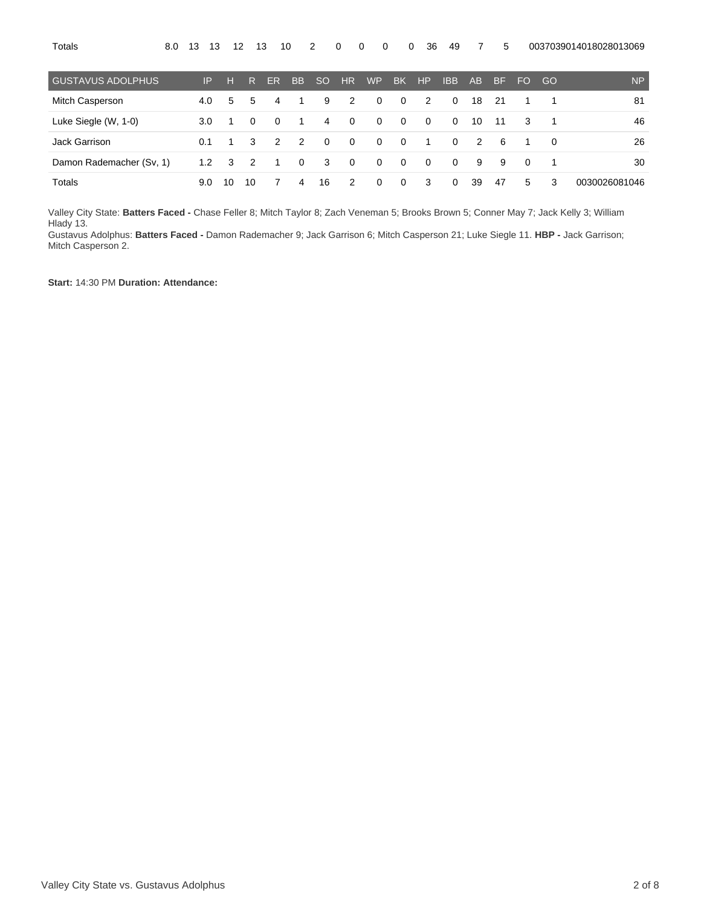| Totals | 8.0 | 13 | 13 | 12 | 13 | 10 | 2 | 0 | 0 | 0 | 0 | 36 | 49 | 7 | 5 | 0037039014018028013069 |
|---|---|---|---|---|---|---|---|---|---|---|---|---|---|---|---|---|

| GUSTAVUS ADOLPHUS | IP | H | R | ER | BB | SO | HR | WP | BK | HP | IBB | AB | BF | FO | GO | NP |
|---|---|---|---|---|---|---|---|---|---|---|---|---|---|---|---|---|
| Mitch Casperson | 4.0 | 5 | 5 | 4 | 1 | 9 | 2 | 0 | 0 | 2 | 0 | 18 | 21 | 1 | 1 | 81 |
| Luke Siegle (W, 1-0) | 3.0 | 1 | 0 | 0 | 1 | 4 | 0 | 0 | 0 | 0 | 0 | 10 | 11 | 3 | 1 | 46 |
| Jack Garrison | 0.1 | 1 | 3 | 2 | 2 | 0 | 0 | 0 | 0 | 1 | 0 | 2 | 6 | 1 | 0 | 26 |
| Damon Rademacher (Sv, 1) | 1.2 | 3 | 2 | 1 | 0 | 3 | 0 | 0 | 0 | 0 | 0 | 9 | 9 | 0 | 1 | 30 |
| Totals | 9.0 | 10 | 10 | 7 | 4 | 16 | 2 | 0 | 0 | 3 | 0 | 39 | 47 | 5 | 3 | 0030026081046 |

Valley City State: **Batters Faced -** Chase Feller 8; Mitch Taylor 8; Zach Veneman 5; Brooks Brown 5; Conner May 7; Jack Kelly 3; William Hlady 13.
Gustavus Adolphus: **Batters Faced -** Damon Rademacher 9; Jack Garrison 6; Mitch Casperson 21; Luke Siegle 11. **HBP -** Jack Garrison; Mitch Casperson 2.

**Start:** 14:30 PM **Duration: Attendance:**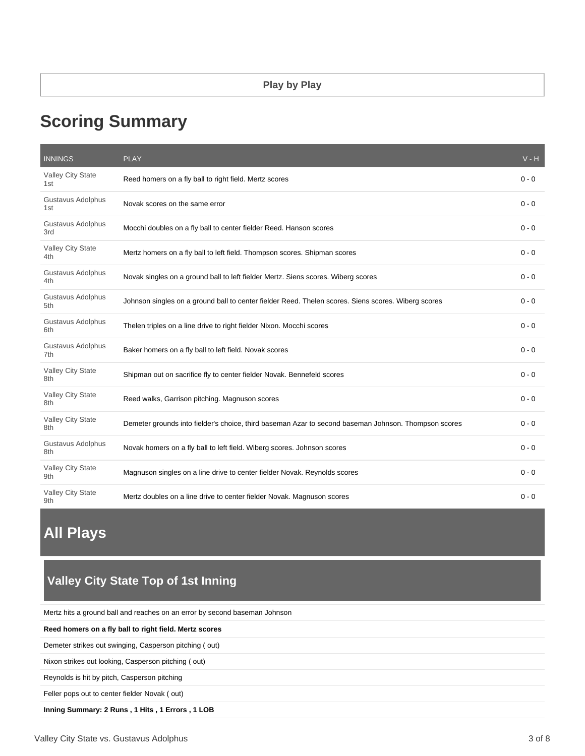**Play by Play**

## Scoring Summary

| INNINGS | PLAY | V - H |
| --- | --- | --- |
| Valley City State 1st | Reed homers on a fly ball to right field. Mertz scores | 0 - 0 |
| Gustavus Adolphus 1st | Novak scores on the same error | 0 - 0 |
| Gustavus Adolphus 3rd | Mocchi doubles on a fly ball to center fielder Reed. Hanson scores | 0 - 0 |
| Valley City State 4th | Mertz homers on a fly ball to left field. Thompson scores. Shipman scores | 0 - 0 |
| Gustavus Adolphus 4th | Novak singles on a ground ball to left fielder Mertz. Siens scores. Wiberg scores | 0 - 0 |
| Gustavus Adolphus 5th | Johnson singles on a ground ball to center fielder Reed. Thelen scores. Siens scores. Wiberg scores | 0 - 0 |
| Gustavus Adolphus 6th | Thelen triples on a line drive to right fielder Nixon. Mocchi scores | 0 - 0 |
| Gustavus Adolphus 7th | Baker homers on a fly ball to left field. Novak scores | 0 - 0 |
| Valley City State 8th | Shipman out on sacrifice fly to center fielder Novak. Bennefeld scores | 0 - 0 |
| Valley City State 8th | Reed walks, Garrison pitching. Magnuson scores | 0 - 0 |
| Valley City State 8th | Demeter grounds into fielder's choice, third baseman Azar to second baseman Johnson. Thompson scores | 0 - 0 |
| Gustavus Adolphus 8th | Novak homers on a fly ball to left field. Wiberg scores. Johnson scores | 0 - 0 |
| Valley City State 9th | Magnuson singles on a line drive to center fielder Novak. Reynolds scores | 0 - 0 |
| Valley City State 9th | Mertz doubles on a line drive to center fielder Novak. Magnuson scores | 0 - 0 |

## All Plays

### Valley City State Top of 1st Inning

Mertz hits a ground ball and reaches on an error by second baseman Johnson

**Reed homers on a fly ball to right field. Mertz scores**

Demeter strikes out swinging, Casperson pitching ( out)

Nixon strikes out looking, Casperson pitching ( out)

Reynolds is hit by pitch, Casperson pitching

Feller pops out to center fielder Novak ( out)

**Inning Summary: 2 Runs , 1 Hits , 1 Errors , 1 LOB**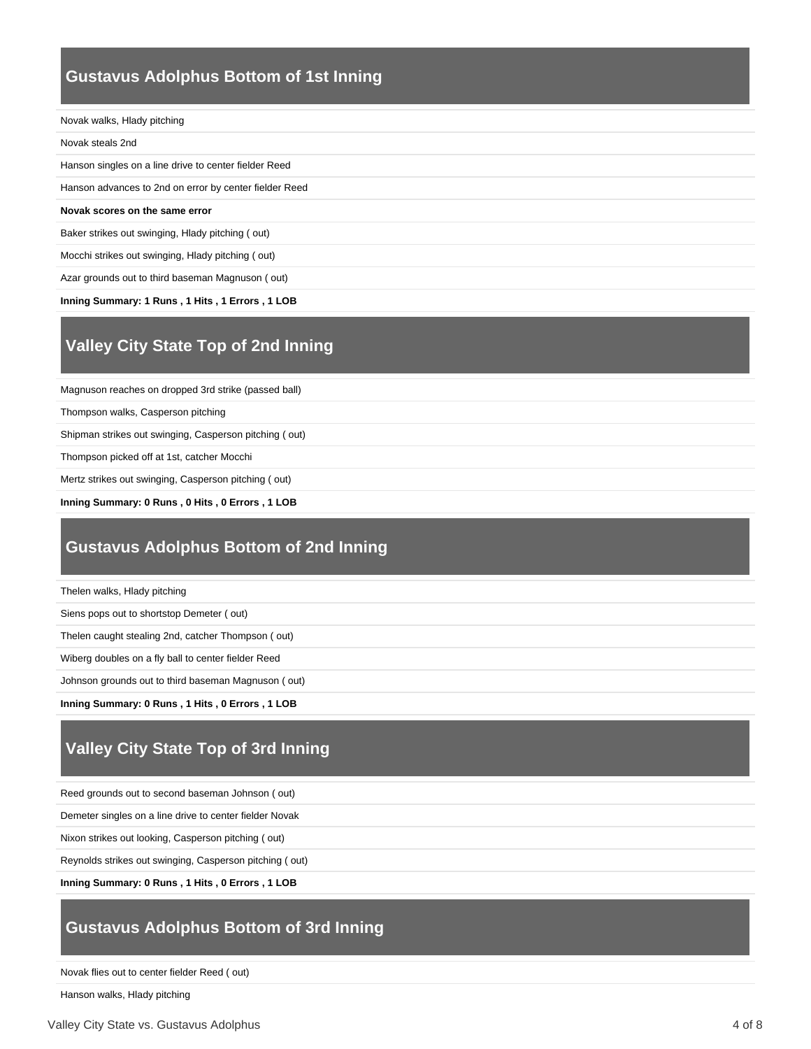## Gustavus Adolphus Bottom of 1st Inning

Novak walks, Hlady pitching

Novak steals 2nd

Hanson singles on a line drive to center fielder Reed

Hanson advances to 2nd on error by center fielder Reed

**Novak scores on the same error**

Baker strikes out swinging, Hlady pitching ( out)

Mocchi strikes out swinging, Hlady pitching ( out)

Azar grounds out to third baseman Magnuson ( out)

**Inning Summary: 1 Runs , 1 Hits , 1 Errors , 1 LOB**

## Valley City State Top of 2nd Inning

Magnuson reaches on dropped 3rd strike (passed ball)

Thompson walks, Casperson pitching

Shipman strikes out swinging, Casperson pitching ( out)

Thompson picked off at 1st, catcher Mocchi

Mertz strikes out swinging, Casperson pitching ( out)

**Inning Summary: 0 Runs , 0 Hits , 0 Errors , 1 LOB**

## Gustavus Adolphus Bottom of 2nd Inning

Thelen walks, Hlady pitching

Siens pops out to shortstop Demeter ( out)

Thelen caught stealing 2nd, catcher Thompson ( out)

Wiberg doubles on a fly ball to center fielder Reed

Johnson grounds out to third baseman Magnuson ( out)

**Inning Summary: 0 Runs , 1 Hits , 0 Errors , 1 LOB**

## Valley City State Top of 3rd Inning

Reed grounds out to second baseman Johnson ( out)

Demeter singles on a line drive to center fielder Novak

Nixon strikes out looking, Casperson pitching ( out)

Reynolds strikes out swinging, Casperson pitching ( out)

**Inning Summary: 0 Runs , 1 Hits , 0 Errors , 1 LOB**

## Gustavus Adolphus Bottom of 3rd Inning

Novak flies out to center fielder Reed ( out)

Hanson walks, Hlady pitching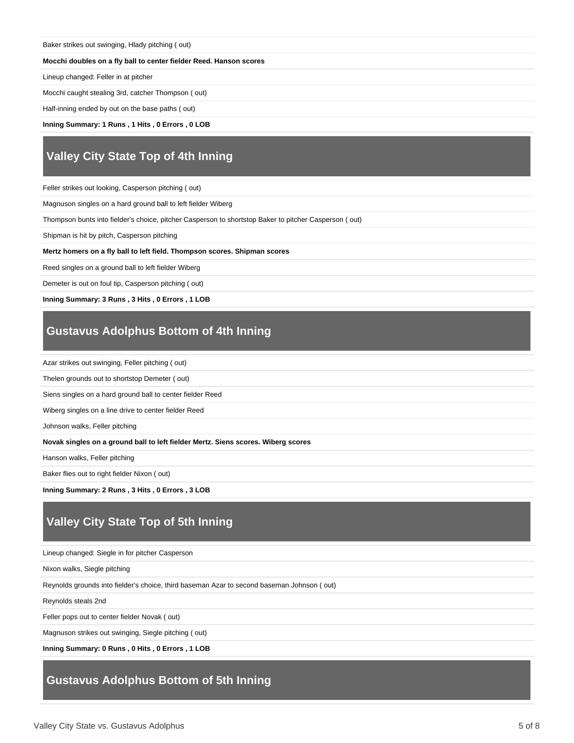Baker strikes out swinging, Hlady pitching ( out)

**Mocchi doubles on a fly ball to center fielder Reed. Hanson scores**

Lineup changed: Feller in at pitcher

Mocchi caught stealing 3rd, catcher Thompson ( out)

Half-inning ended by out on the base paths ( out)

**Inning Summary: 1 Runs , 1 Hits , 0 Errors , 0 LOB**

## Valley City State Top of 4th Inning

Feller strikes out looking, Casperson pitching ( out)

Magnuson singles on a hard ground ball to left fielder Wiberg

Thompson bunts into fielder's choice, pitcher Casperson to shortstop Baker to pitcher Casperson ( out)

Shipman is hit by pitch, Casperson pitching

**Mertz homers on a fly ball to left field. Thompson scores. Shipman scores**

Reed singles on a ground ball to left fielder Wiberg

Demeter is out on foul tip, Casperson pitching ( out)

**Inning Summary: 3 Runs , 3 Hits , 0 Errors , 1 LOB**

## Gustavus Adolphus Bottom of 4th Inning

Azar strikes out swinging, Feller pitching ( out)

Thelen grounds out to shortstop Demeter ( out)

Siens singles on a hard ground ball to center fielder Reed

Wiberg singles on a line drive to center fielder Reed

Johnson walks, Feller pitching

**Novak singles on a ground ball to left fielder Mertz. Siens scores. Wiberg scores**

Hanson walks, Feller pitching

Baker flies out to right fielder Nixon ( out)

**Inning Summary: 2 Runs , 3 Hits , 0 Errors , 3 LOB**

## Valley City State Top of 5th Inning

Lineup changed: Siegle in for pitcher Casperson

Nixon walks, Siegle pitching

Reynolds grounds into fielder's choice, third baseman Azar to second baseman Johnson ( out)

Reynolds steals 2nd

Feller pops out to center fielder Novak ( out)

Magnuson strikes out swinging, Siegle pitching ( out)

**Inning Summary: 0 Runs , 0 Hits , 0 Errors , 1 LOB**

## Gustavus Adolphus Bottom of 5th Inning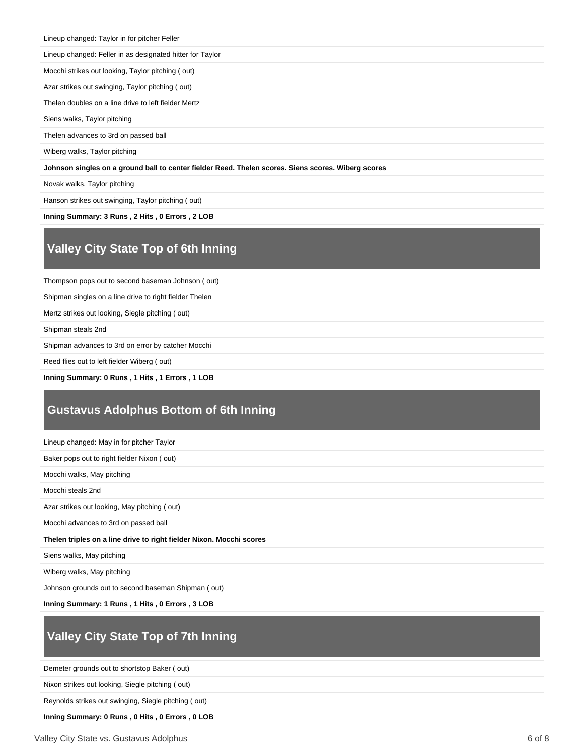Lineup changed: Taylor in for pitcher Feller

Lineup changed: Feller in as designated hitter for Taylor

Mocchi strikes out looking, Taylor pitching ( out)

Azar strikes out swinging, Taylor pitching ( out)

Thelen doubles on a line drive to left fielder Mertz

Siens walks, Taylor pitching

Thelen advances to 3rd on passed ball

Wiberg walks, Taylor pitching

**Johnson singles on a ground ball to center fielder Reed. Thelen scores. Siens scores. Wiberg scores**

Novak walks, Taylor pitching

Hanson strikes out swinging, Taylor pitching ( out)

**Inning Summary: 3 Runs , 2 Hits , 0 Errors , 2 LOB**

## Valley City State Top of 6th Inning

Thompson pops out to second baseman Johnson ( out)

Shipman singles on a line drive to right fielder Thelen

Mertz strikes out looking, Siegle pitching ( out)

Shipman steals 2nd

Shipman advances to 3rd on error by catcher Mocchi

Reed flies out to left fielder Wiberg ( out)

**Inning Summary: 0 Runs , 1 Hits , 1 Errors , 1 LOB**

## Gustavus Adolphus Bottom of 6th Inning

Lineup changed: May in for pitcher Taylor

Baker pops out to right fielder Nixon ( out)

Mocchi walks, May pitching

Mocchi steals 2nd

Azar strikes out looking, May pitching ( out)

Mocchi advances to 3rd on passed ball

**Thelen triples on a line drive to right fielder Nixon. Mocchi scores**

Siens walks, May pitching

Wiberg walks, May pitching

Johnson grounds out to second baseman Shipman ( out)

**Inning Summary: 1 Runs , 1 Hits , 0 Errors , 3 LOB**

## Valley City State Top of 7th Inning

Demeter grounds out to shortstop Baker ( out)

Nixon strikes out looking, Siegle pitching ( out)

Reynolds strikes out swinging, Siegle pitching ( out)

**Inning Summary: 0 Runs , 0 Hits , 0 Errors , 0 LOB**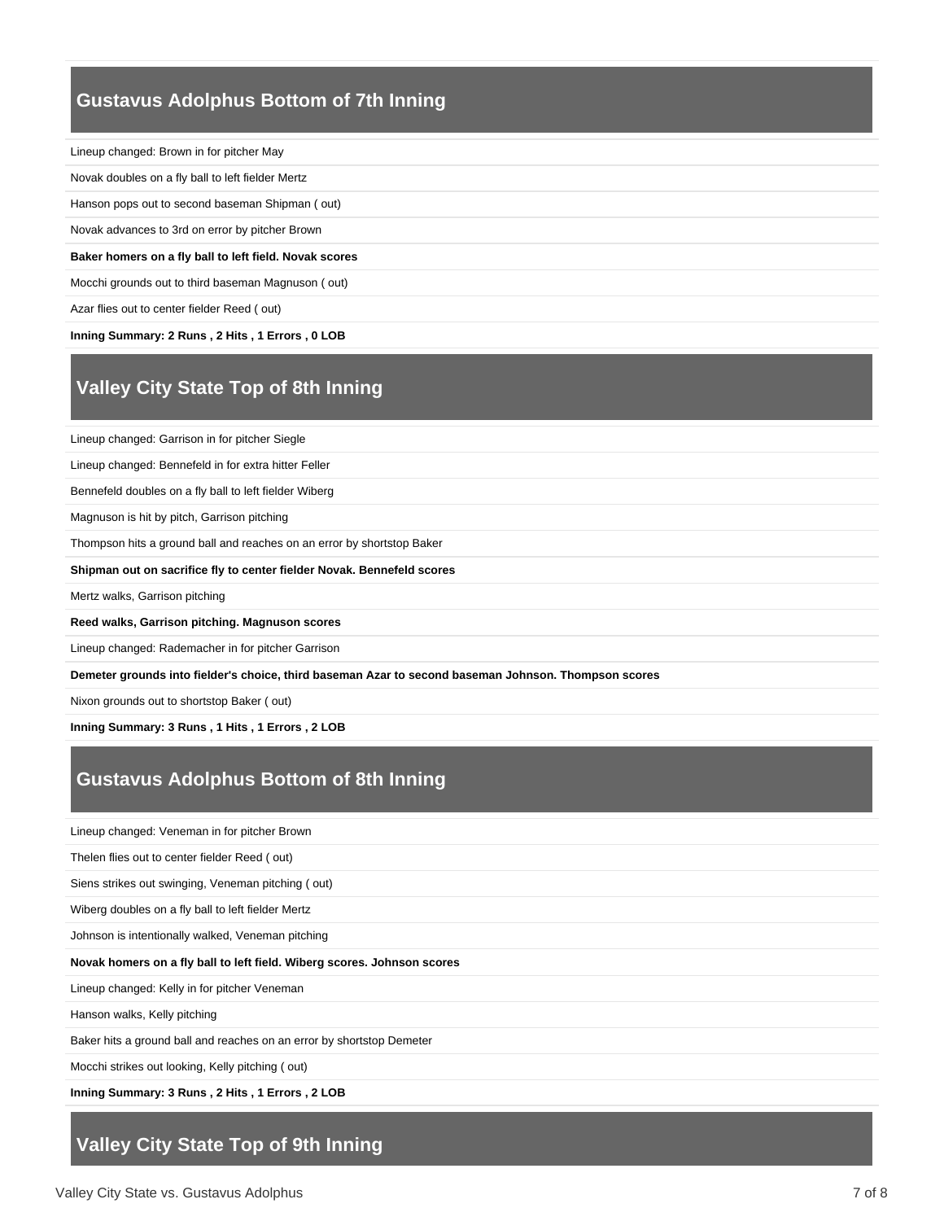## Gustavus Adolphus Bottom of 7th Inning

Lineup changed: Brown in for pitcher May

Novak doubles on a fly ball to left fielder Mertz

Hanson pops out to second baseman Shipman ( out)

Novak advances to 3rd on error by pitcher Brown

**Baker homers on a fly ball to left field. Novak scores**

Mocchi grounds out to third baseman Magnuson ( out)

Azar flies out to center fielder Reed ( out)

**Inning Summary: 2 Runs , 2 Hits , 1 Errors , 0 LOB**

## Valley City State Top of 8th Inning

Lineup changed: Garrison in for pitcher Siegle

Lineup changed: Bennefeld in for extra hitter Feller

Bennefeld doubles on a fly ball to left fielder Wiberg

Magnuson is hit by pitch, Garrison pitching

Thompson hits a ground ball and reaches on an error by shortstop Baker

**Shipman out on sacrifice fly to center fielder Novak. Bennefeld scores**

Mertz walks, Garrison pitching

**Reed walks, Garrison pitching. Magnuson scores**

Lineup changed: Rademacher in for pitcher Garrison

**Demeter grounds into fielder's choice, third baseman Azar to second baseman Johnson. Thompson scores**

Nixon grounds out to shortstop Baker ( out)

**Inning Summary: 3 Runs , 1 Hits , 1 Errors , 2 LOB**

## Gustavus Adolphus Bottom of 8th Inning

Lineup changed: Veneman in for pitcher Brown

Thelen flies out to center fielder Reed ( out)

Siens strikes out swinging, Veneman pitching ( out)

Wiberg doubles on a fly ball to left fielder Mertz

Johnson is intentionally walked, Veneman pitching

**Novak homers on a fly ball to left field. Wiberg scores. Johnson scores**

Lineup changed: Kelly in for pitcher Veneman

Hanson walks, Kelly pitching

Baker hits a ground ball and reaches on an error by shortstop Demeter

Mocchi strikes out looking, Kelly pitching ( out)

**Inning Summary: 3 Runs , 2 Hits , 1 Errors , 2 LOB**

## Valley City State Top of 9th Inning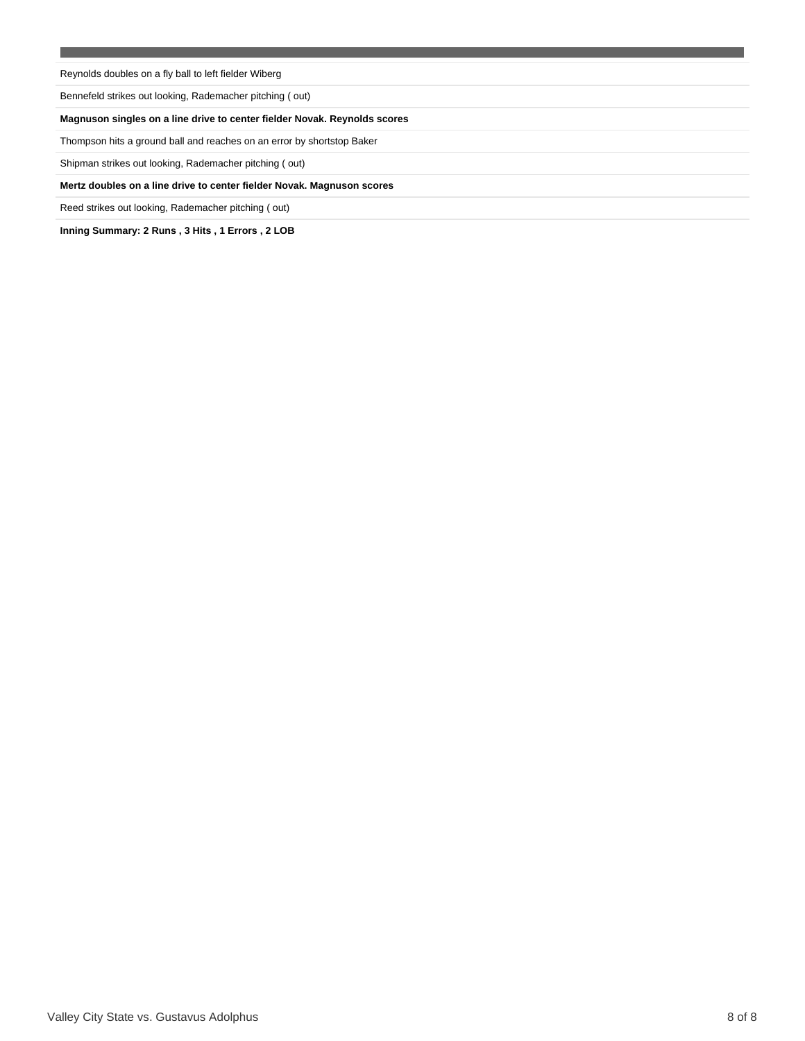Reynolds doubles on a fly ball to left fielder Wiberg

Bennefeld strikes out looking, Rademacher pitching ( out)

**Magnuson singles on a line drive to center fielder Novak. Reynolds scores**

Thompson hits a ground ball and reaches on an error by shortstop Baker

Shipman strikes out looking, Rademacher pitching ( out)

**Mertz doubles on a line drive to center fielder Novak. Magnuson scores**

Reed strikes out looking, Rademacher pitching ( out)

**Inning Summary: 2 Runs , 3 Hits , 1 Errors , 2 LOB**